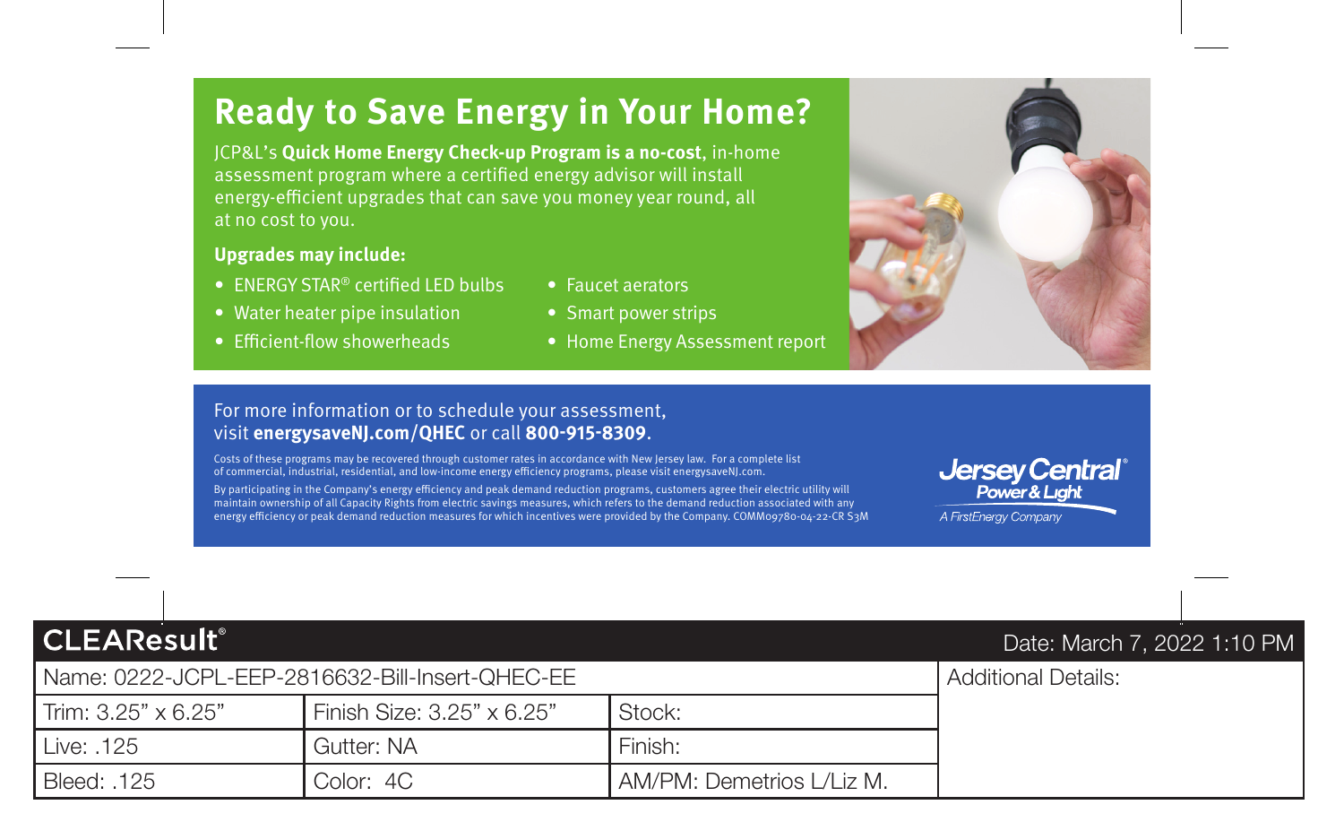# Ready to Save Energy in Your Home?

JCP&L's **Quick Home Energy Check-up Program is a no-cost**, in-home assessment program where a certified energy advisor will install energy-efficient upgrades that can save you money year round, all at no cost to you.

**Upgrades may include:**

- ENERGY STAR® certified LED bulbs
- Water heater pipe insulation
- Efficient-flow showerheads
- Faucet aerators
- Smart power strips
- Home Energy Assessment report

For more information or to schedule your assessment, visit **energysaveNJ.com/QHEC** or call **800-915-8309**.

Costs of these programs may be recovered through customer rates in accordance with New Jersey law. For a complete list of commercial, industrial, residential, and low-income energy efficiency programs, please visit energysaveNJ.com.

By participating in the Company's energy efficiency and peak demand reduction programs, customers agree their electric utility will maintain ownership of all Capacity Rights from electric savings measures, which refers to the demand reduction associated with any energy efficiency or peak demand reduction measures for which incentives were provided by the Company. COMM09780-04-22-CR S3M

Jersey Central® Power & Light
*A FirstEnergy Company*

| CLEAResult® | | | Date: March 7, 2022 1:10 PM |
|---|---|---|---|
| Name: 0222-JCPL-EEP-2816632-Bill-Insert-QHEC-EE | | | Additional Details: |
| Trim: 3.25" x 6.25" | Finish Size: 3.25" x 6.25" | Stock: | |
| Live: .125 | Gutter: NA | Finish: | |
| Bleed: .125 | Color: 4C | AM/PM: Demetrios L/Liz M. | |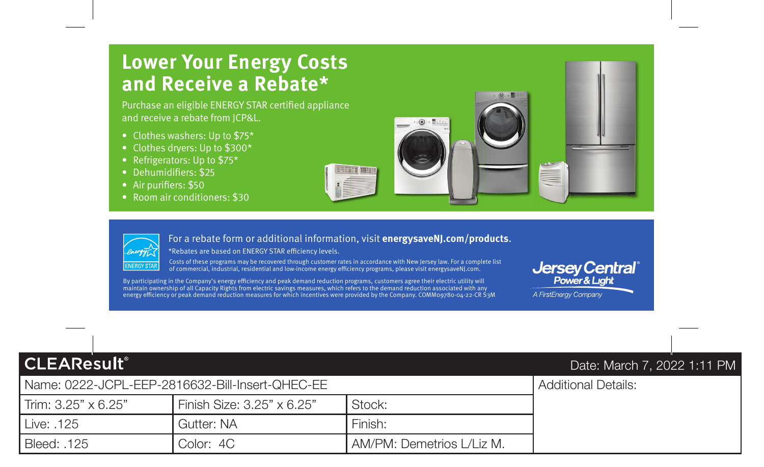# Lower Your Energy Costs and Receive a Rebate*

Purchase an eligible ENERGY STAR certified appliance and receive a rebate from JCP&L.

- Clothes washers: Up to $75*
- Clothes dryers: Up to $300*
- Refrigerators: Up to $75*
- Dehumidifiers: $25
- Air purifiers: $50
- Room air conditioners: $30

ENERGY STAR

For a rebate form or additional information, visit **energysaveNJ.com/products**.

*Rebates are based on ENERGY STAR efficiency levels.

Costs of these programs may be recovered through customer rates in accordance with New Jersey law. For a complete list of commercial, industrial, residential and low-income energy efficiency programs, please visit energysaveNJ.com.

By participating in the Company's energy efficiency and peak demand reduction programs, customers agree their electric utility will maintain ownership of all Capacity Rights from electric savings measures, which refers to the demand reduction associated with any energy efficiency or peak demand reduction measures for which incentives were provided by the Company. COMM09780-04-22-CR S3M

Jersey Central Power & Light
A FirstEnergy Company

**CLEAResult®** Date: March 7, 2022 1:11 PM

| | | | |
|---|---|---|---|
| Name: 0222-JCPL-EEP-2816632-Bill-Insert-QHEC-EE | | | Additional Details: |
| Trim: 3.25” x 6.25” | Finish Size: 3.25” x 6.25” | Stock: | |
| Live: .125 | Gutter: NA | Finish: | |
| Bleed: .125 | Color: 4C | AM/PM: Demetrios L/Liz M. | |